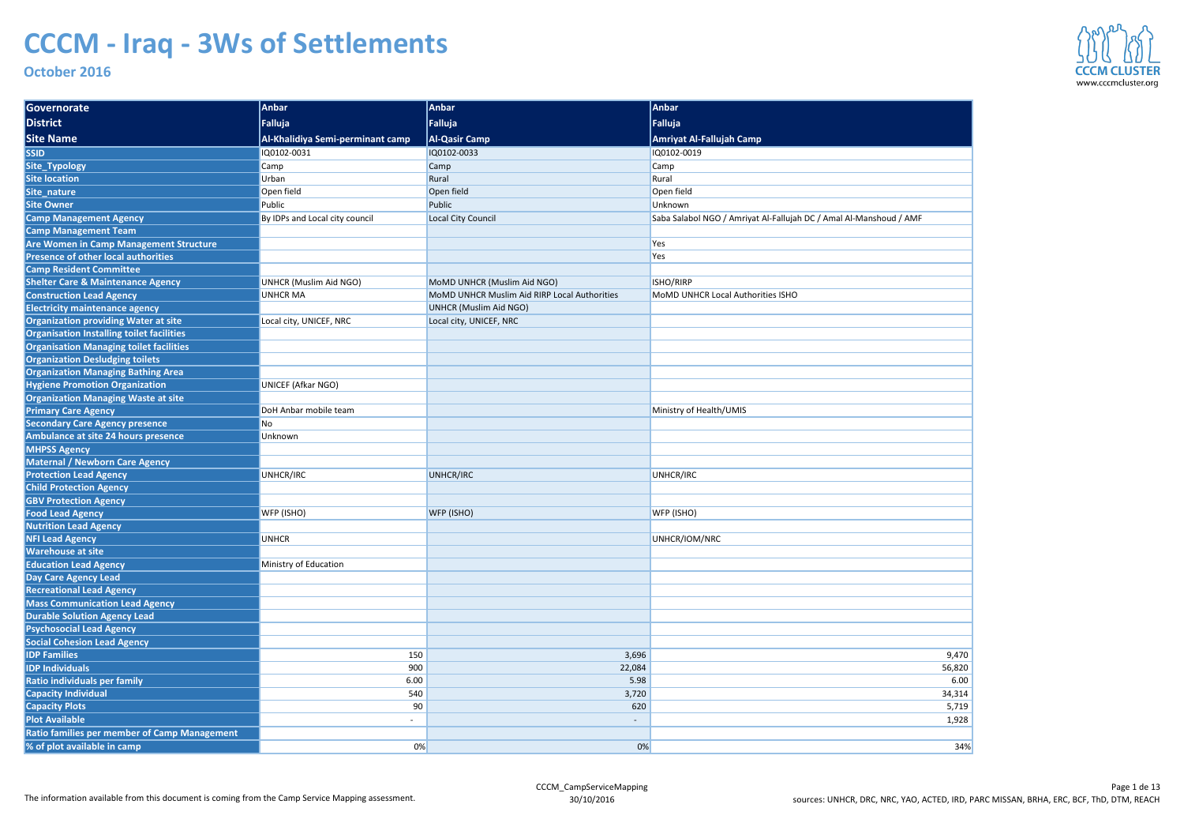# CCCM - Iraq - 3Ws of Settlements

**October 2016**

| Governorate | Anbar | Anbar | Anbar |
|---|---|---|---|
| District | Falluja | Falluja | Falluja |
| Site Name | Al-Khalidiya Semi-perminant camp | Al-Qasir Camp | Amriyat Al-Fallujah Camp |
| SSID | IQ0102-0031 | IQ0102-0033 | IQ0102-0019 |
| Site_Typology | Camp | Camp | Camp |
| Site location | Urban | Rural | Rural |
| Site_nature | Open field | Open field | Open field |
| Site Owner | Public | Public | Unknown |
| Camp Management Agency | By IDPs and Local city council | Local City Council | Saba Salabol NGO / Amriyat Al-Fallujah DC / Amal Al-Manshoud / AMF |
| Camp Management Team | | | |
| Are Women in Camp Management Structure | | | Yes |
| Presence of other local authorities | | | Yes |
| Camp Resident Committee | | | |
| Shelter Care & Maintenance Agency | UNHCR (Muslim Aid NGO) | MoMD UNHCR (Muslim Aid NGO) | ISHO/RIRP |
| Construction Lead Agency | UNHCR MA | MoMD UNHCR Muslim Aid RIRP Local Authorities | MoMD UNHCR Local Authorities ISHO |
| Electricity maintenance agency | | UNHCR (Muslim Aid NGO) | |
| Organization providing Water at site | Local city, UNICEF, NRC | Local city, UNICEF, NRC | |
| Organisation Installing toilet facilities | | | |
| Organisation Managing toilet facilities | | | |
| Organization Desludging toilets | | | |
| Organization Managing Bathing Area | | | |
| Hygiene Promotion Organization | UNICEF (Afkar NGO) | | |
| Organization Managing Waste at site | | | |
| Primary Care Agency | DoH Anbar mobile team | | Ministry of Health/UMIS |
| Secondary Care Agency presence | No | | |
| Ambulance at site 24 hours presence | Unknown | | |
| MHPSS Agency | | | |
| Maternal / Newborn Care Agency | | | |
| Protection Lead Agency | UNHCR/IRC | UNHCR/IRC | UNHCR/IRC |
| Child Protection Agency | | | |
| GBV Protection Agency | | | |
| Food Lead Agency | WFP (ISHO) | WFP (ISHO) | WFP (ISHO) |
| Nutrition Lead Agency | | | |
| NFI Lead Agency | UNHCR | | UNHCR/IOM/NRC |
| Warehouse at site | | | |
| Education Lead Agency | Ministry of Education | | |
| Day Care Agency Lead | | | |
| Recreational Lead Agency | | | |
| Mass Communication Lead Agency | | | |
| Durable Solution Agency Lead | | | |
| Psychosocial Lead Agency | | | |
| Social Cohesion Lead Agency | | | |
| IDP Families | 150 | 3,696 | 9,470 |
| IDP Individuals | 900 | 22,084 | 56,820 |
| Ratio individuals per family | 6.00 | 5.98 | 6.00 |
| Capacity Individual | 540 | 3,720 | 34,314 |
| Capacity Plots | 90 | 620 | 5,719 |
| Plot Available | - | - | 1,928 |
| Ratio families per member of Camp Management | | | |
| % of plot available in camp | 0% | 0% | 34% |

The information available from this document is coming from the Camp Service Mapping assessment.

CCCM_CampServiceMapping 30/10/2016

sources: UNHCR, DRC, NRC, YAO, ACTED, IRD, PARC MISSAN, BRHA, ERC, BCF, ThD, DTM, REACH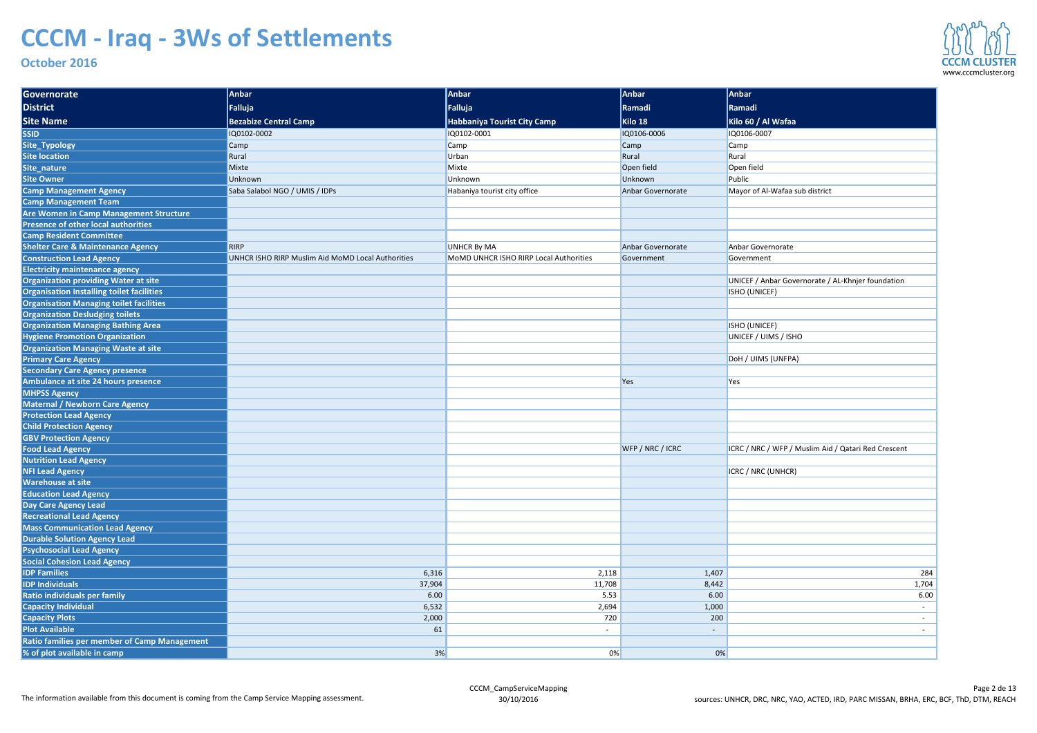# CCCM - Iraq - 3Ws of Settlements

**October 2016**

| Governorate | Anbar | Anbar | Anbar | Anbar |
|---|---|---|---|---|
| **District** | Falluja | Falluja | Ramadi | Ramadi |
| **Site Name** | Bezabize Central Camp | Habbaniya Tourist City Camp | Kilo 18 | Kilo 60 / Al Wafaa |
| **SSID** | IQ0102-0002 | IQ0102-0001 | IQ0106-0006 | IQ0106-0007 |
| **Site_Typology** | Camp | Camp | Camp | Camp |
| **Site location** | Rural | Urban | Rural | Rural |
| **Site_nature** | Mixte | Mixte | Open field | Open field |
| **Site Owner** | Unknown | Unknown | Unknown | Public |
| **Camp Management Agency** | Saba Salabol NGO / UMIS / IDPs | Habaniya tourist city office | Anbar Governorate | Mayor of Al-Wafaa sub district |
| **Camp Management Team** | | | | |
| **Are Women in Camp Management Structure** | | | | |
| **Presence of other local authorities** | | | | |
| **Camp Resident Committee** | | | | |
| **Shelter Care & Maintenance Agency** | RIRP | UNHCR By MA | Anbar Governorate | Anbar Governorate |
| **Construction Lead Agency** | UNHCR ISHO RIRP Muslim Aid MoMD Local Authorities | MoMD UNHCR ISHO RIRP Local Authorities | Government | Government |
| **Electricity maintenance agency** | | | | |
| **Organization providing Water at site** | | | | UNICEF / Anbar Governorate / AL-Khnjer foundation |
| **Organisation Installing toilet facilities** | | | | ISHO (UNICEF) |
| **Organisation Managing toilet facilities** | | | | |
| **Organization Desludging toilets** | | | | |
| **Organization Managing Bathing Area** | | | | ISHO (UNICEF) |
| **Hygiene Promotion Organization** | | | | UNICEF / UIMS / ISHO |
| **Organization Managing Waste at site** | | | | |
| **Primary Care Agency** | | | | DoH / UIMS (UNFPA) |
| **Secondary Care Agency presence** | | | | |
| **Ambulance at site 24 hours presence** | | | Yes | Yes |
| **MHPSS Agency** | | | | |
| **Maternal / Newborn Care Agency** | | | | |
| **Protection Lead Agency** | | | | |
| **Child Protection Agency** | | | | |
| **GBV Protection Agency** | | | | |
| **Food Lead Agency** | | | WFP / NRC / ICRC | ICRC / NRC / WFP / Muslim Aid / Qatari Red Crescent |
| **Nutrition Lead Agency** | | | | |
| **NFI Lead Agency** | | | | ICRC / NRC (UNHCR) |
| **Warehouse at site** | | | | |
| **Education Lead Agency** | | | | |
| **Day Care Agency Lead** | | | | |
| **Recreational Lead Agency** | | | | |
| **Mass Communication Lead Agency** | | | | |
| **Durable Solution Agency Lead** | | | | |
| **Psychosocial Lead Agency** | | | | |
| **Social Cohesion Lead Agency** | | | | |
| **IDP Families** | 6,316 | 2,118 | 1,407 | 284 |
| **IDP Individuals** | 37,904 | 11,708 | 8,442 | 1,704 |
| **Ratio individuals per family** | 6.00 | 5.53 | 6.00 | 6.00 |
| **Capacity Individual** | 6,532 | 2,694 | 1,000 | - |
| **Capacity Plots** | 2,000 | 720 | 200 | - |
| **Plot Available** | 61 | - | - | - |
| **Ratio families per member of Camp Management** | | | | |
| **% of plot available in camp** | 3% | 0% | 0% | |

The information available from this document is coming from the Camp Service Mapping assessment.

CCCM_CampServiceMapping
30/10/2016

sources: UNHCR, DRC, NRC, YAO, ACTED, IRD, PARC MISSAN, BRHA, ERC, BCF, ThD, DTM, REACH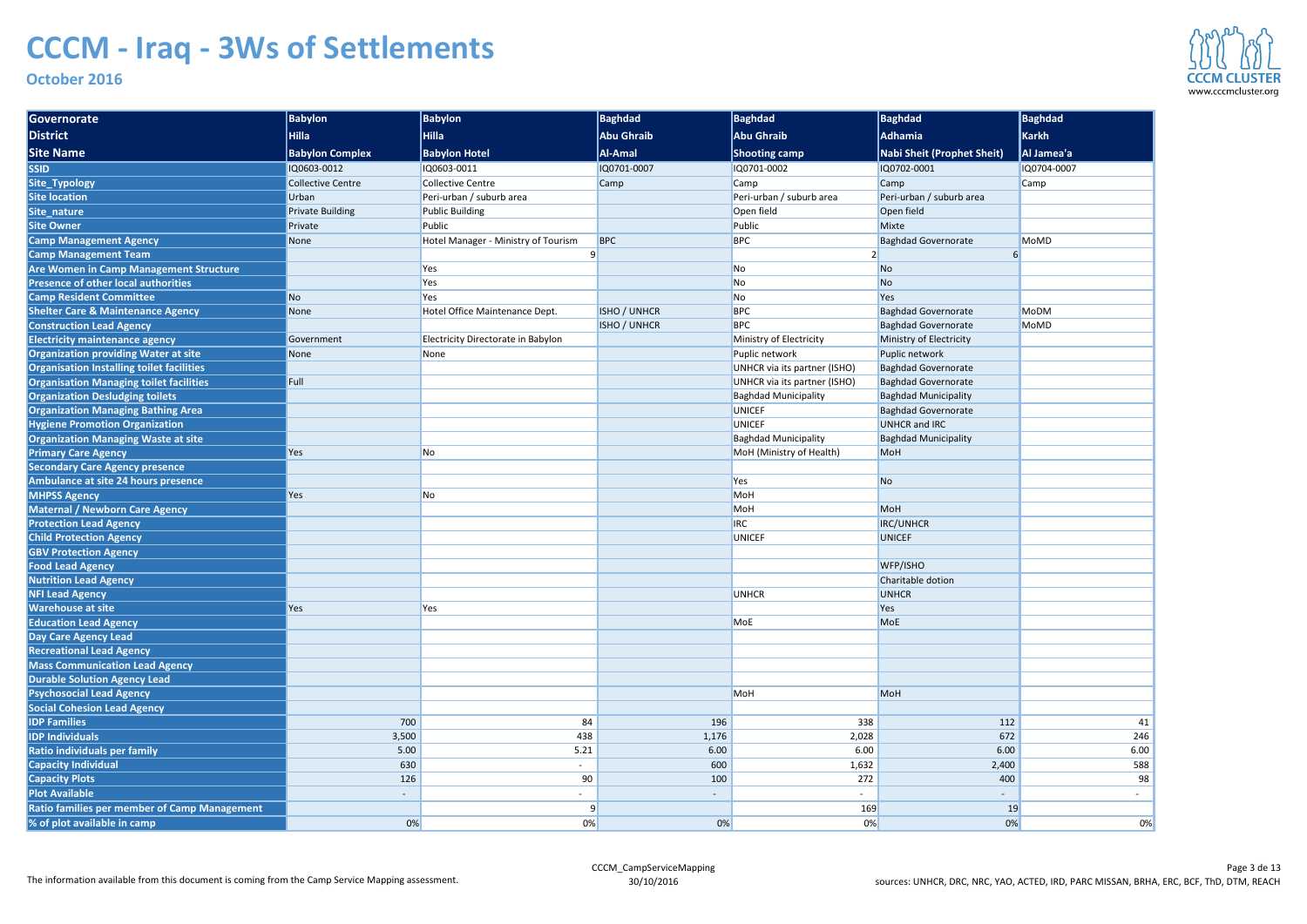# CCCM - Iraq - 3Ws of Settlements

**October 2016**

| Governorate | Babylon | Babylon | Baghdad | Baghdad | Baghdad | Baghdad |
|---|---|---|---|---|---|---|
| **District** | Hilla | Hilla | Abu Ghraib | Abu Ghraib | Adhamia | Karkh |
| **Site Name** | Babylon Complex | Babylon Hotel | Al-Amal | Shooting camp | Nabi Sheit (Prophet Sheit) | Al Jamea'a |
| **SSID** | IQ0603-0012 | IQ0603-0011 | IQ0701-0007 | IQ0701-0002 | IQ0702-0001 | IQ0704-0007 |
| **Site_Typology** | Collective Centre | Collective Centre | Camp | Camp | Camp | Camp |
| **Site location** | Urban | Peri-urban / suburb area | | Peri-urban / suburb area | Peri-urban / suburb area | |
| **Site_nature** | Private Building | Public Building | | Open field | Open field | |
| **Site Owner** | Private | Public | | Public | Mixte | |
| **Camp Management Agency** | None | Hotel Manager - Ministry of Tourism | BPC | BPC | Baghdad Governorate | MoMD |
| **Camp Management Team** | | 9 | | 2 | 6 | |
| **Are Women in Camp Management Structure** | | Yes | | No | No | |
| **Presence of other local authorities** | | Yes | | No | No | |
| **Camp Resident Committee** | No | Yes | | No | Yes | |
| **Shelter Care & Maintenance Agency** | None | Hotel Office Maintenance Dept. | ISHO / UNHCR | BPC | Baghdad Governorate | MoDM |
| **Construction Lead Agency** | | | ISHO / UNHCR | BPC | Baghdad Governorate | MoMD |
| **Electricity maintenance agency** | Government | Electricity Directorate in Babylon | | Ministry of Electricity | Ministry of Electricity | |
| **Organization providing Water at site** | None | None | | Puplic network | Puplic network | |
| **Organisation Installing toilet facilities** | | | | UNHCR via its partner (ISHO) | Baghdad Governorate | |
| **Organisation Managing toilet facilities** | Full | | | UNHCR via its partner (ISHO) | Baghdad Governorate | |
| **Organization Desludging toilets** | | | | Baghdad Municipality | Baghdad Municipality | |
| **Organization Managing Bathing Area** | | | | UNICEF | Baghdad Governorate | |
| **Hygiene Promotion Organization** | | | | UNICEF | UNHCR and IRC | |
| **Organization Managing Waste at site** | | | | Baghdad Municipality | Baghdad Municipality | |
| **Primary Care Agency** | Yes | No | | MoH (Ministry of Health) | MoH | |
| **Secondary Care Agency presence** | | | | | | |
| **Ambulance at site 24 hours presence** | | | | Yes | No | |
| **MHPSS Agency** | Yes | No | | MoH | | |
| **Maternal / Newborn Care Agency** | | | | MoH | MoH | |
| **Protection Lead Agency** | | | | IRC | IRC/UNHCR | |
| **Child Protection Agency** | | | | UNICEF | UNICEF | |
| **GBV Protection Agency** | | | | | | |
| **Food Lead Agency** | | | | | WFP/ISHO | |
| **Nutrition Lead Agency** | | | | | Charitable dotion | |
| **NFI Lead Agency** | | | | UNHCR | UNHCR | |
| **Warehouse at site** | Yes | Yes | | | Yes | |
| **Education Lead Agency** | | | | MoE | MoE | |
| **Day Care Agency Lead** | | | | | | |
| **Recreational Lead Agency** | | | | | | |
| **Mass Communication Lead Agency** | | | | | | |
| **Durable Solution Agency Lead** | | | | | | |
| **Psychosocial Lead Agency** | | | | MoH | MoH | |
| **Social Cohesion Lead Agency** | | | | | | |
| **IDP Families** | 700 | 84 | 196 | 338 | 112 | 41 |
| **IDP Individuals** | 3,500 | 438 | 1,176 | 2,028 | 672 | 246 |
| **Ratio individuals per family** | 5.00 | 5.21 | 6.00 | 6.00 | 6.00 | 6.00 |
| **Capacity Individual** | 630 | - | 600 | 1,632 | 2,400 | 588 |
| **Capacity Plots** | 126 | 90 | 100 | 272 | 400 | 98 |
| **Plot Available** | - | - | - | - | - | - |
| **Ratio families per member of Camp Management** | | 9 | | 169 | 19 | |
| **% of plot available in camp** | 0% | 0% | 0% | 0% | 0% | 0% |

The information available from this document is coming from the Camp Service Mapping assessment.

CCCM_CampServiceMapping
30/10/2016

sources: UNHCR, DRC, NRC, YAO, ACTED, IRD, PARC MISSAN, BRHA, ERC, BCF, ThD, DTM, REACH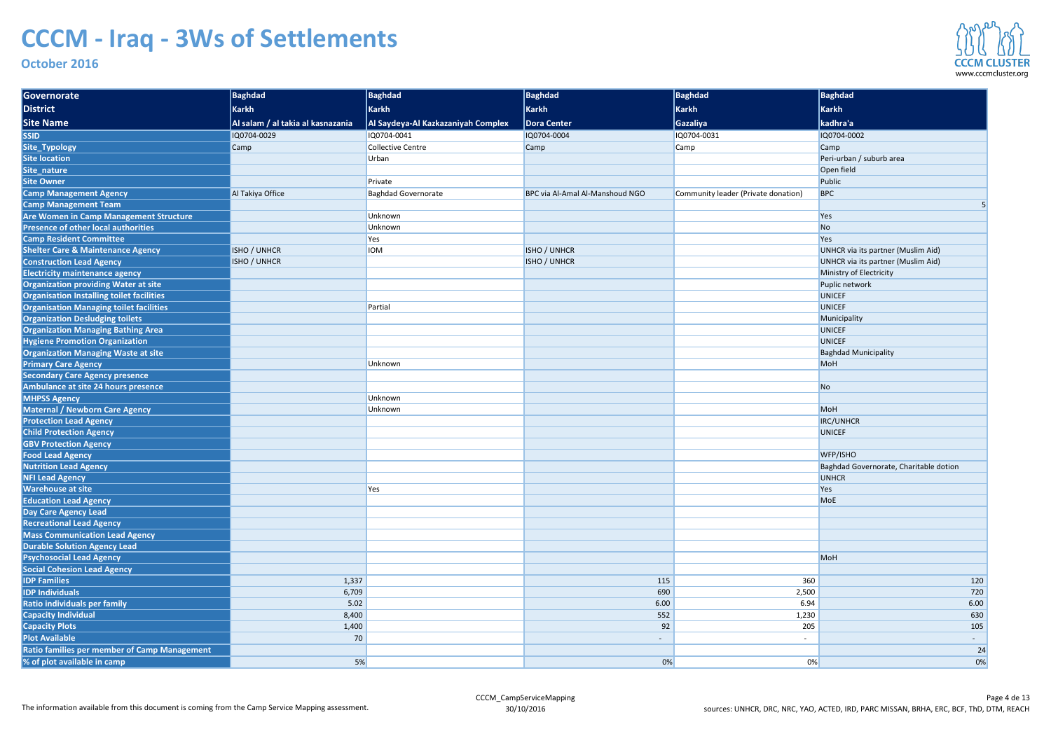# CCCM - Iraq - 3Ws of Settlements

**October 2016**

| Governorate | Baghdad | Baghdad | Baghdad | Baghdad | Baghdad |
|---|---|---|---|---|---|
| **District** | Karkh | Karkh | Karkh | Karkh | Karkh |
| **Site Name** | Al salam / al takia al kasnazania | Al Saydeya-Al Kazkazaniyah Complex | Dora Center | Gazaliya | kadhra'a |
| **SSID** | IQ0704-0029 | IQ0704-0041 | IQ0704-0004 | IQ0704-0031 | IQ0704-0002 |
| **Site_Typology** | Camp | Collective Centre | Camp | Camp | Camp |
| **Site location** | | Urban | | | Peri-urban / suburb area |
| **Site_nature** | | | | | Open field |
| **Site Owner** | | Private | | | Public |
| **Camp Management Agency** | Al Takiya Office | Baghdad Governorate | BPC via Al-Amal Al-Manshoud NGO | Community leader (Private donation) | BPC |
| **Camp Management Team** | | | | | 5 |
| **Are Women in Camp Management Structure** | | Unknown | | | Yes |
| **Presence of other local authorities** | | Unknown | | | No |
| **Camp Resident Committee** | | Yes | | | Yes |
| **Shelter Care & Maintenance Agency** | ISHO / UNHCR | IOM | ISHO / UNHCR | | UNHCR via its partner (Muslim Aid) |
| **Construction Lead Agency** | ISHO / UNHCR | | ISHO / UNHCR | | UNHCR via its partner (Muslim Aid) |
| **Electricity maintenance agency** | | | | | Ministry of Electricity |
| **Organization providing Water at site** | | | | | Puplic network |
| **Organisation Installing toilet facilities** | | | | | UNICEF |
| **Organisation Managing toilet facilities** | | Partial | | | UNICEF |
| **Organization Desludging toilets** | | | | | Municipality |
| **Organization Managing Bathing Area** | | | | | UNICEF |
| **Hygiene Promotion Organization** | | | | | UNICEF |
| **Organization Managing Waste at site** | | | | | Baghdad Municipality |
| **Primary Care Agency** | | Unknown | | | MoH |
| **Secondary Care Agency presence** | | | | | |
| **Ambulance at site 24 hours presence** | | | | | No |
| **MHPSS Agency** | | Unknown | | | |
| **Maternal / Newborn Care Agency** | | Unknown | | | MoH |
| **Protection Lead Agency** | | | | | IRC/UNHCR |
| **Child Protection Agency** | | | | | UNICEF |
| **GBV Protection Agency** | | | | | |
| **Food Lead Agency** | | | | | WFP/ISHO |
| **Nutrition Lead Agency** | | | | | Baghdad Governorate, Charitable dotion |
| **NFI Lead Agency** | | | | | UNHCR |
| **Warehouse at site** | | Yes | | | Yes |
| **Education Lead Agency** | | | | | MoE |
| **Day Care Agency Lead** | | | | | |
| **Recreational Lead Agency** | | | | | |
| **Mass Communication Lead Agency** | | | | | |
| **Durable Solution Agency Lead** | | | | | |
| **Psychosocial Lead Agency** | | | | | MoH |
| **Social Cohesion Lead Agency** | | | | | |
| **IDP Families** | 1,337 | | 115 | 360 | 120 |
| **IDP Individuals** | 6,709 | | 690 | 2,500 | 720 |
| **Ratio individuals per family** | 5.02 | | 6.00 | 6.94 | 6.00 |
| **Capacity Individual** | 8,400 | | 552 | 1,230 | 630 |
| **Capacity Plots** | 1,400 | | 92 | 205 | 105 |
| **Plot Available** | 70 | | - | - | - |
| **Ratio families per member of Camp Management** | | | | | 24 |
| **% of plot available in camp** | 5% | | 0% | 0% | 0% |

The information available from this document is coming from the Camp Service Mapping assessment.

CCCM_CampServiceMapping
30/10/2016

sources: UNHCR, DRC, NRC, YAO, ACTED, IRD, PARC MISSAN, BRHA, ERC, BCF, ThD, DTM, REACH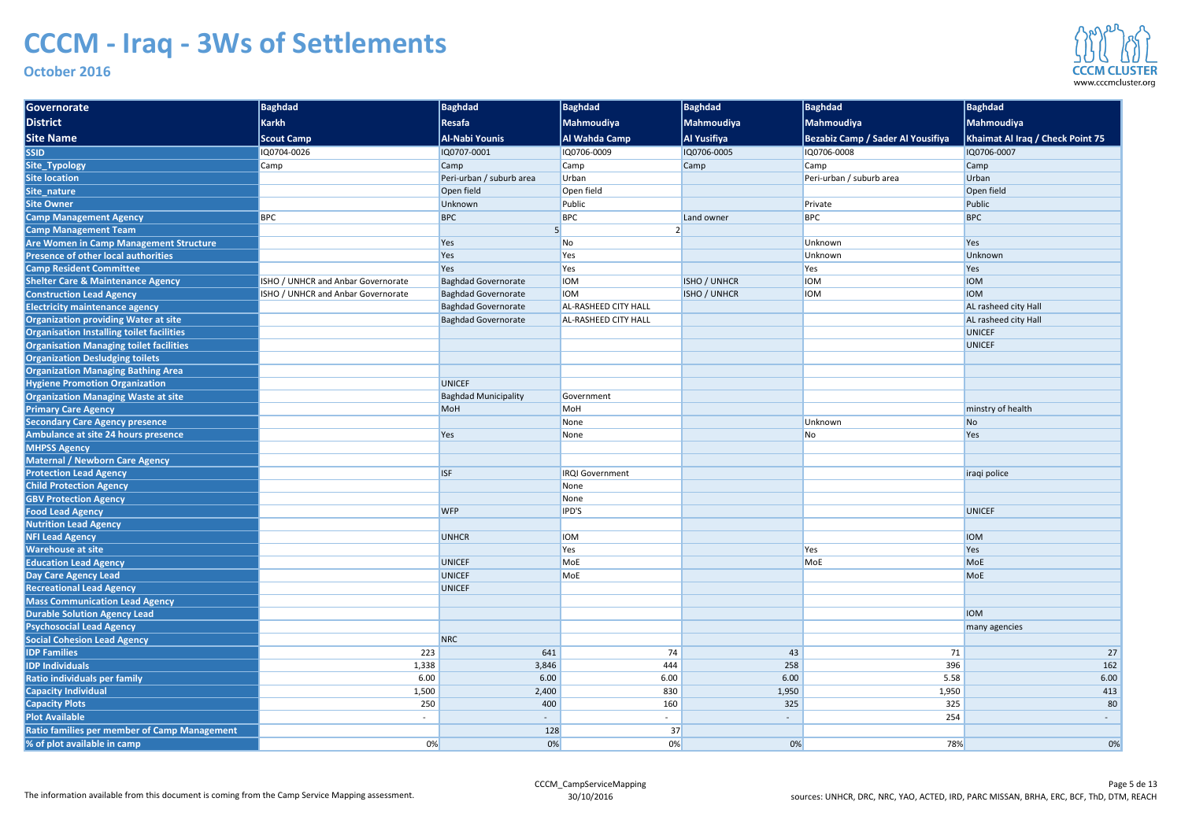# CCCM - Iraq - 3Ws of Settlements

**October 2016**

| Governorate | Baghdad | Baghdad | Baghdad | Baghdad | Baghdad | Baghdad |
|---|---|---|---|---|---|---|
| **District** | **Karkh** | **Resafa** | **Mahmoudiya** | **Mahmoudiya** | **Mahmoudiya** | **Mahmoudiya** |
| **Site Name** | **Scout Camp** | **Al-Nabi Younis** | **Al Wahda Camp** | **Al Yusifiya** | **Bezabiz Camp / Sader Al Yousifiya** | **Khaimat Al Iraq / Check Point 75** |
| **SSID** | IQ0704-0026 | IQ0707-0001 | IQ0706-0009 | IQ0706-0005 | IQ0706-0008 | IQ0706-0007 |
| **Site_Typology** | Camp | Camp | Camp | Camp | Camp | Camp |
| **Site location** | | Peri-urban / suburb area | Urban | | Peri-urban / suburb area | Urban |
| **Site_nature** | | Open field | Open field | | | Open field |
| **Site Owner** | | Unknown | Public | | Private | Public |
| **Camp Management Agency** | BPC | BPC | BPC | Land owner | BPC | BPC |
| **Camp Management Team** | | 5 | 2 | | | |
| **Are Women in Camp Management Structure** | | Yes | No | | Unknown | Yes |
| **Presence of other local authorities** | | Yes | Yes | | Unknown | Unknown |
| **Camp Resident Committee** | | Yes | Yes | | Yes | Yes |
| **Shelter Care & Maintenance Agency** | ISHO / UNHCR and Anbar Governorate | Baghdad Governorate | IOM | ISHO / UNHCR | IOM | IOM |
| **Construction Lead Agency** | ISHO / UNHCR and Anbar Governorate | Baghdad Governorate | IOM | ISHO / UNHCR | IOM | IOM |
| **Electricity maintenance agency** | | Baghdad Governorate | AL-RASHEED CITY HALL | | | AL rasheed city Hall |
| **Organization providing Water at site** | | Baghdad Governorate | AL-RASHEED CITY HALL | | | AL rasheed city Hall |
| **Organisation Installing toilet facilities** | | | | | | UNICEF |
| **Organisation Managing toilet facilities** | | | | | | UNICEF |
| **Organization Desludging toilets** | | | | | | |
| **Organization Managing Bathing Area** | | | | | | |
| **Hygiene Promotion Organization** | | UNICEF | | | | |
| **Organization Managing Waste at site** | | Baghdad Municipality | Government | | | |
| **Primary Care Agency** | | MoH | MoH | | | minstry of health |
| **Secondary Care Agency presence** | | | None | | Unknown | No |
| **Ambulance at site 24 hours presence** | | Yes | None | | No | Yes |
| **MHPSS Agency** | | | | | | |
| **Maternal / Newborn Care Agency** | | | | | | |
| **Protection Lead Agency** | | ISF | IRQI Government | | | iraqi police |
| **Child Protection Agency** | | | None | | | |
| **GBV Protection Agency** | | | None | | | |
| **Food Lead Agency** | | WFP | IPD'S | | | UNICEF |
| **Nutrition Lead Agency** | | | | | | |
| **NFI Lead Agency** | | UNHCR | IOM | | | IOM |
| **Warehouse at site** | | | Yes | | Yes | Yes |
| **Education Lead Agency** | | UNICEF | MoE | | MoE | MoE |
| **Day Care Agency Lead** | | UNICEF | MoE | | | MoE |
| **Recreational Lead Agency** | | UNICEF | | | | |
| **Mass Communication Lead Agency** | | | | | | |
| **Durable Solution Agency Lead** | | | | | | IOM |
| **Psychosocial Lead Agency** | | | | | | many agencies |
| **Social Cohesion Lead Agency** | | NRC | | | | |
| **IDP Families** | 223 | 641 | 74 | 43 | 71 | 27 |
| **IDP Individuals** | 1,338 | 3,846 | 444 | 258 | 396 | 162 |
| **Ratio individuals per family** | 6.00 | 6.00 | 6.00 | 6.00 | 5.58 | 6.00 |
| **Capacity Individual** | 1,500 | 2,400 | 830 | 1,950 | 1,950 | 413 |
| **Capacity Plots** | 250 | 400 | 160 | 325 | 325 | 80 |
| **Plot Available** | - | - | - | - | 254 | - |
| **Ratio families per member of Camp Management** | | 128 | 37 | | | |
| **% of plot available in camp** | 0% | 0% | 0% | 0% | 78% | 0% |

The information available from this document is coming from the Camp Service Mapping assessment.

CCCM_CampServiceMapping
30/10/2016

sources: UNHCR, DRC, NRC, YAO, ACTED, IRD, PARC MISSAN, BRHA, ERC, BCF, ThD, DTM, REACH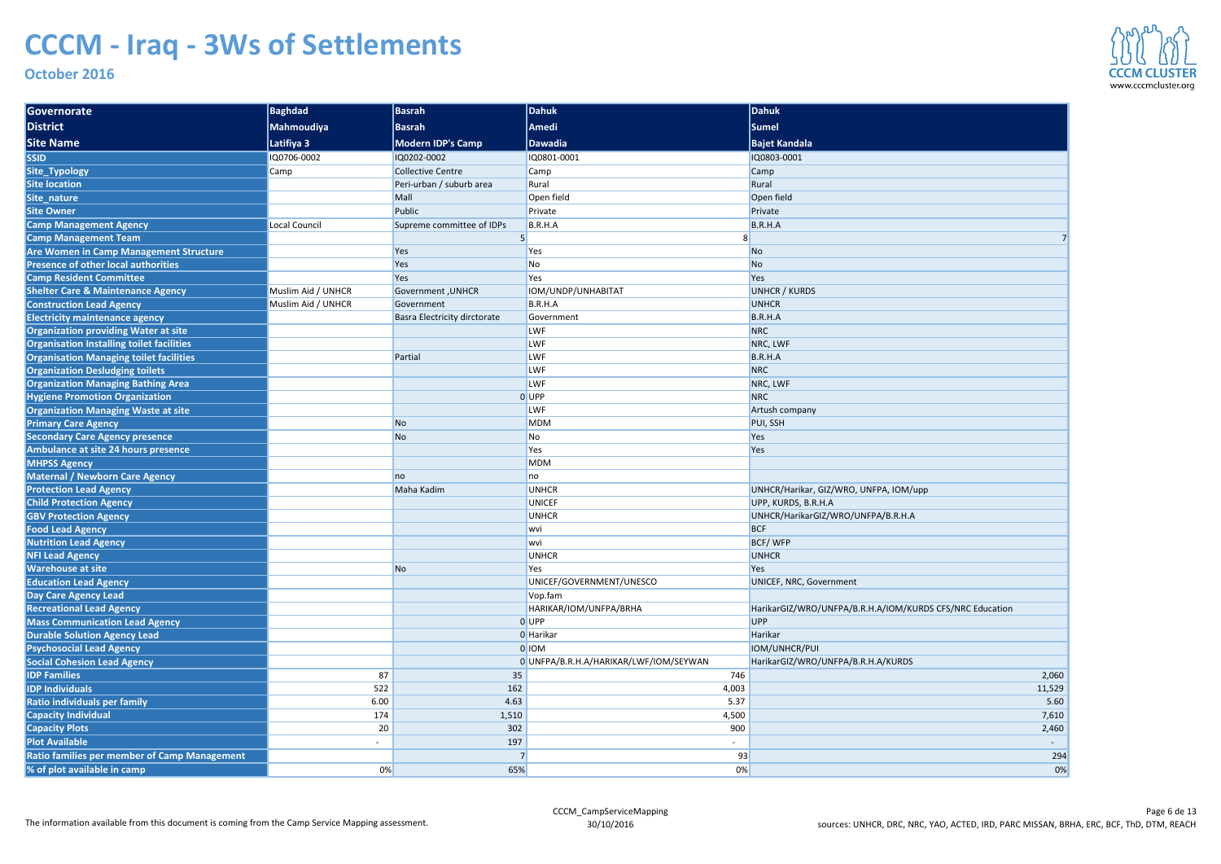# CCCM - Iraq - 3Ws of Settlements

**October 2016**

| Governorate | Baghdad | Basrah | Dahuk | Dahuk |
|---|---|---|---|---|
| **District** | Mahmoudiya | Basrah | Amedi | Sumel |
| **Site Name** | Latifiya 3 | Modern IDP's Camp | Dawadia | Bajet Kandala |
| **SSID** | IQ0706-0002 | IQ0202-0002 | IQ0801-0001 | IQ0803-0001 |
| **Site_Typology** | Camp | Collective Centre | Camp | Camp |
| **Site location** | | Peri-urban / suburb area | Rural | Rural |
| **Site_nature** | | Mall | Open field | Open field |
| **Site Owner** | | Public | Private | Private |
| **Camp Management Agency** | Local Council | Supreme committee of IDPs | B.R.H.A | B.R.H.A |
| **Camp Management Team** | | 5 | 8 | 7 |
| **Are Women in Camp Management Structure** | | Yes | Yes | No |
| **Presence of other local authorities** | | Yes | No | No |
| **Camp Resident Committee** | | Yes | Yes | Yes |
| **Shelter Care & Maintenance Agency** | Muslim Aid / UNHCR | Government ,UNHCR | IOM/UNDP/UNHABITAT | UNHCR / KURDS |
| **Construction Lead Agency** | Muslim Aid / UNHCR | Government | B.R.H.A | UNHCR |
| **Electricity maintenance agency** | | Basra Electricity dirctorate | Government | B.R.H.A |
| **Organization providing Water at site** | | | LWF | NRC |
| **Organisation Installing toilet facilities** | | | LWF | NRC, LWF |
| **Organisation Managing toilet facilities** | | Partial | LWF | B.R.H.A |
| **Organization Desludging toilets** | | | LWF | NRC |
| **Organization Managing Bathing Area** | | | LWF | NRC, LWF |
| **Hygiene Promotion Organization** | | 0 | UPP | NRC |
| **Organization Managing Waste at site** | | | LWF | Artush company |
| **Primary Care Agency** | | No | MDM | PUI, SSH |
| **Secondary Care Agency presence** | | No | No | Yes |
| **Ambulance at site 24 hours presence** | | | Yes | Yes |
| **MHPSS Agency** | | | MDM | |
| **Maternal / Newborn Care Agency** | | no | no | |
| **Protection Lead Agency** | | Maha Kadim | UNHCR | UNHCR/Harikar, GIZ/WRO, UNFPA, IOM/upp |
| **Child Protection Agency** | | | UNICEF | UPP, KURDS, B.R.H.A |
| **GBV Protection Agency** | | | UNHCR | UNHCR/HarikarGIZ/WRO/UNFPA/B.R.H.A |
| **Food Lead Agency** | | | wvi | BCF |
| **Nutrition Lead Agency** | | | wvi | BCF/ WFP |
| **NFI Lead Agency** | | | UNHCR | UNHCR |
| **Warehouse at site** | | No | Yes | Yes |
| **Education Lead Agency** | | | UNICEF/GOVERNMENT/UNESCO | UNICEF, NRC, Government |
| **Day Care Agency Lead** | | | Vop.fam | |
| **Recreational Lead Agency** | | | HARIKAR/IOM/UNFPA/BRHA | HarikarGIZ/WRO/UNFPA/B.R.H.A/IOM/KURDS CFS/NRC Education |
| **Mass Communication Lead Agency** | | 0 | UPP | UPP |
| **Durable Solution Agency Lead** | | 0 | Harikar | Harikar |
| **Psychosocial Lead Agency** | | 0 | IOM | IOM/UNHCR/PUI |
| **Social Cohesion Lead Agency** | | 0 | UNFPA/B.R.H.A/HARIKAR/LWF/IOM/SEYWAN | HarikarGIZ/WRO/UNFPA/B.R.H.A/KURDS |
| **IDP Families** | 87 | 35 | 746 | 2,060 |
| **IDP Individuals** | 522 | 162 | 4,003 | 11,529 |
| **Ratio individuals per family** | 6.00 | 4.63 | 5.37 | 5.60 |
| **Capacity Individual** | 174 | 1,510 | 4,500 | 7,610 |
| **Capacity Plots** | 20 | 302 | 900 | 2,460 |
| **Plot Available** | - | 197 | - | - |
| **Ratio families per member of Camp Management** | | 7 | 93 | 294 |
| **% of plot available in camp** | 0% | 65% | 0% | 0% |

The information available from this document is coming from the Camp Service Mapping assessment.

CCCM_CampServiceMapping 30/10/2016

sources: UNHCR, DRC, NRC, YAO, ACTED, IRD, PARC MISSAN, BRHA, ERC, BCF, ThD, DTM, REACH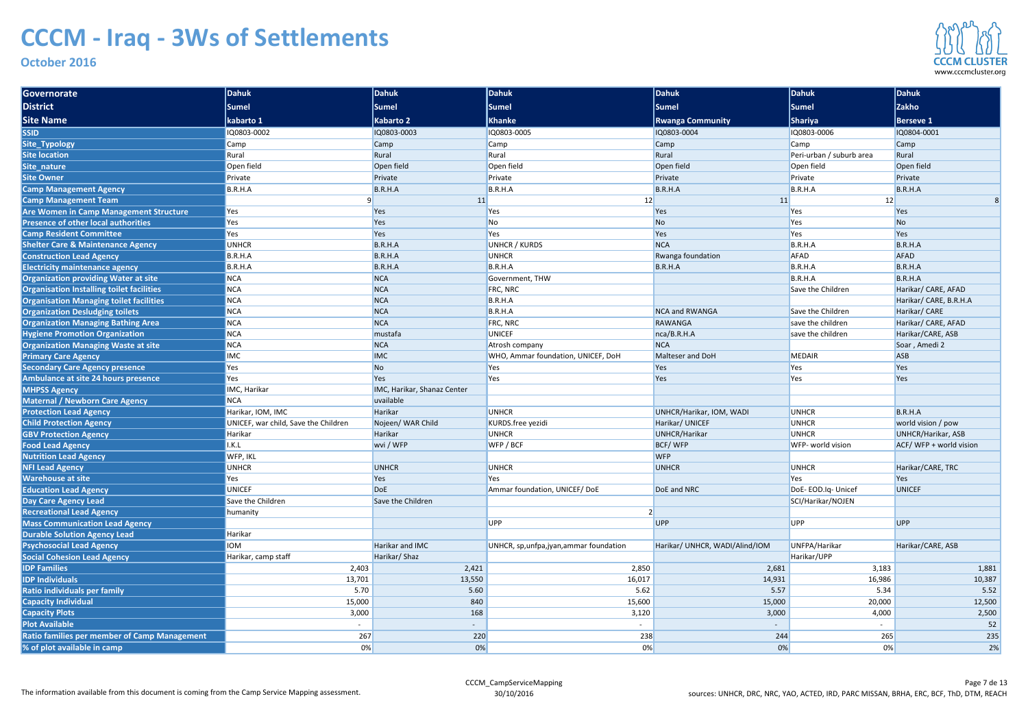# CCCM - Iraq - 3Ws of Settlements

**October 2016**

| Governorate | Dahuk | Dahuk | Dahuk | Dahuk | Dahuk | Dahuk |
|---|---|---|---|---|---|---|
| **District** | Sumel | Sumel | Sumel | Sumel | Sumel | Zakho |
| **Site Name** | kabarto 1 | Kabarto 2 | Khanke | Rwanga Community | Shariya | Berseve 1 |
| SSID | IQ0803-0002 | IQ0803-0003 | IQ0803-0005 | IQ0803-0004 | IQ0803-0006 | IQ0804-0001 |
| Site_Typology | Camp | Camp | Camp | Camp | Camp | Camp |
| Site location | Rural | Rural | Rural | Rural | Peri-urban / suburb area | Rural |
| Site_nature | Open field | Open field | Open field | Open field | Open field | Open field |
| Site Owner | Private | Private | Private | Private | Private | Private |
| Camp Management Agency | B.R.H.A | B.R.H.A | B.R.H.A | B.R.H.A | B.R.H.A | B.R.H.A |
| Camp Management Team | 9 | 11 | 12 | 11 | 12 | 8 |
| Are Women in Camp Management Structure | Yes | Yes | Yes | Yes | Yes | Yes |
| Presence of other local authorities | Yes | Yes | No | No | Yes | No |
| Camp Resident Committee | Yes | Yes | Yes | Yes | Yes | Yes |
| Shelter Care & Maintenance Agency | UNHCR | B.R.H.A | UNHCR / KURDS | NCA | B.R.H.A | B.R.H.A |
| Construction Lead Agency | B.R.H.A | B.R.H.A | UNHCR | Rwanga foundation | AFAD | AFAD |
| Electricity maintenance agency | B.R.H.A | B.R.H.A | B.R.H.A | B.R.H.A | B.R.H.A | B.R.H.A |
| Organization providing Water at site | NCA | NCA | Government, THW | | B.R.H.A | B.R.H.A |
| Organisation Installing toilet facilities | NCA | NCA | FRC, NRC | | Save the Children | Harikar/ CARE, AFAD |
| Organisation Managing toilet facilities | NCA | NCA | B.R.H.A | | | Harikar/ CARE, B.R.H.A |
| Organization Desludging toilets | NCA | NCA | B.R.H.A | NCA and RWANGA | Save the Children | Harikar/ CARE |
| Organization Managing Bathing Area | NCA | NCA | FRC, NRC | RAWANGA | save the children | Harikar/ CARE, AFAD |
| Hygiene Promotion Organization | NCA | mustafa | UNICEF | nca/B.R.H.A | save the children | Harikar/CARE, ASB |
| Organization Managing Waste at site | NCA | NCA | Atrosh company | NCA | | Soar , Amedi 2 |
| Primary Care Agency | IMC | IMC | WHO, Ammar foundation, UNICEF, DoH | Malteser and DoH | MEDAIR | ASB |
| Secondary Care Agency presence | Yes | No | Yes | Yes | Yes | Yes |
| Ambulance at site 24 hours presence | Yes | Yes | Yes | Yes | Yes | Yes |
| MHPSS Agency | IMC, Harikar | IMC, Harikar, Shanaz Center | | | | |
| Maternal / Newborn Care Agency | NCA | uvailable | | | | |
| Protection Lead Agency | Harikar, IOM, IMC | Harikar | UNHCR | UNHCR/Harikar, IOM, WADI | UNHCR | B.R.H.A |
| Child Protection Agency | UNICEF, war child, Save the Children | Nojeen/ WAR Child | KURDS.free yezidi | Harikar/ UNICEF | UNHCR | world vision / pow |
| GBV Protection Agency | Harikar | Harikar | UNHCR | UNHCR/Harikar | UNHCR | UNHCR/Harikar, ASB |
| Food Lead Agency | I.K.L | wvi / WFP | WFP / BCF | BCF/ WFP | WFP- world vision | ACF/ WFP + world vision |
| Nutrition Lead Agency | WFP, IKL | | | WFP | | |
| NFI Lead Agency | UNHCR | UNHCR | UNHCR | UNHCR | UNHCR | Harikar/CARE, TRC |
| Warehouse at site | Yes | Yes | Yes | | Yes | Yes |
| Education Lead Agency | UNICEF | DoE | Ammar foundation, UNICEF/ DoE | DoE and NRC | DoE- EOD.Iq- Unicef | UNICEF |
| Day Care Agency Lead | Save the Children | Save the Children | | | SCI/Harikar/NOJEN | |
| Recreational Lead Agency | humanity | | 2 | | | |
| Mass Communication Lead Agency | | | UPP | UPP | UPP | UPP |
| Durable Solution Agency Lead | Harikar | | | | | |
| Psychosocial Lead Agency | IOM | Harikar and IMC | UNHCR, sp,unfpa,jyan,ammar foundation | Harikar/ UNHCR, WADI/Alind/IOM | UNFPA/Harikar | Harikar/CARE, ASB |
| Social Cohesion Lead Agency | Harikar, camp staff | Harikar/ Shaz | | | Harikar/UPP | |
| IDP Families | 2,403 | 2,421 | 2,850 | 2,681 | 3,183 | 1,881 |
| IDP Individuals | 13,701 | 13,550 | 16,017 | 14,931 | 16,986 | 10,387 |
| Ratio individuals per family | 5.70 | 5.60 | 5.62 | 5.57 | 5.34 | 5.52 |
| Capacity Individual | 15,000 | 840 | 15,600 | 15,000 | 20,000 | 12,500 |
| Capacity Plots | 3,000 | 168 | 3,120 | 3,000 | 4,000 | 2,500 |
| Plot Available | - | - | - | - | - | 52 |
| Ratio families per member of Camp Management | 267 | 220 | 238 | 244 | 265 | 235 |
| % of plot available in camp | 0% | 0% | 0% | 0% | 0% | 2% |

The information available from this document is coming from the Camp Service Mapping assessment.

CCCM_CampServiceMapping
30/10/2016

sources: UNHCR, DRC, NRC, YAO, ACTED, IRD, PARC MISSAN, BRHA, ERC, BCF, ThD, DTM, REACH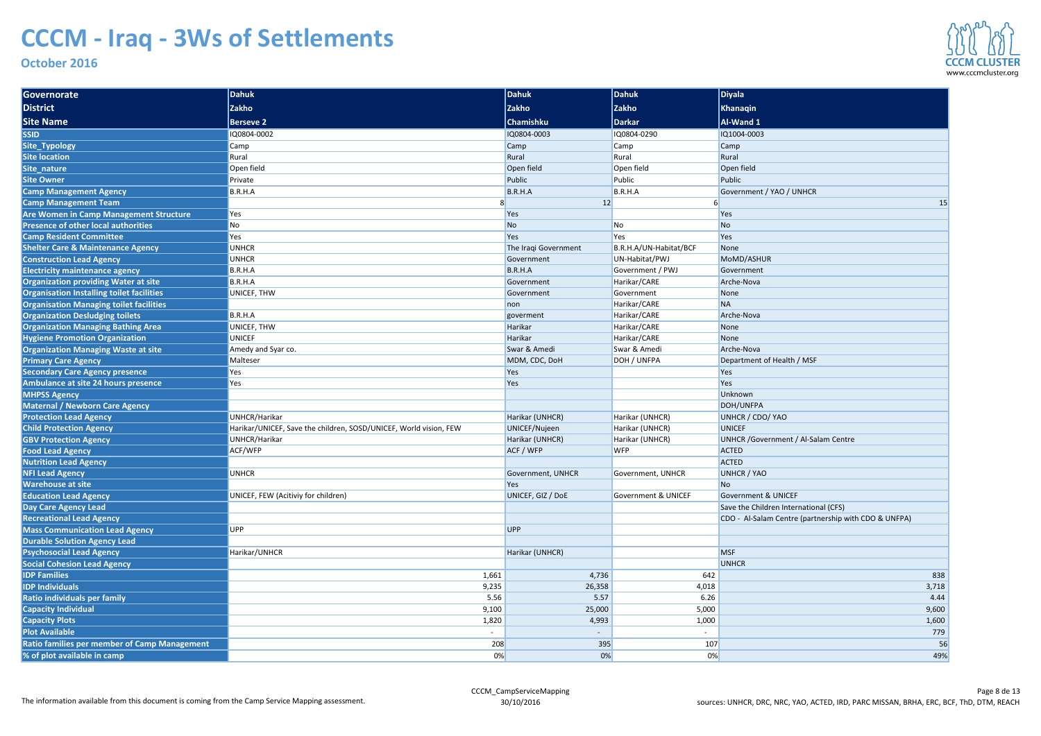# CCCM - Iraq - 3Ws of Settlements

**October 2016**

| Governorate | Dahuk | Dahuk | Dahuk | Diyala |
|---|---|---|---|---|
| **District** | Zakho | Zakho | Zakho | Khanaqin |
| **Site Name** | Berseve 2 | Chamishku | Darkar | Al-Wand 1 |
| **SSID** | IQ0804-0002 | IQ0804-0003 | IQ0804-0290 | IQ1004-0003 |
| **Site_Typology** | Camp | Camp | Camp | Camp |
| **Site location** | Rural | Rural | Rural | Rural |
| **Site_nature** | Open field | Open field | Open field | Open field |
| **Site Owner** | Private | Public | Public | Public |
| **Camp Management Agency** | B.R.H.A | B.R.H.A | B.R.H.A | Government / YAO / UNHCR |
| **Camp Management Team** | 8 | 12 | 6 | 15 |
| **Are Women in Camp Management Structure** | Yes | Yes | | Yes |
| **Presence of other local authorities** | No | No | No | No |
| **Camp Resident Committee** | Yes | Yes | Yes | Yes |
| **Shelter Care & Maintenance Agency** | UNHCR | The Iraqi Government | B.R.H.A/UN-Habitat/BCF | None |
| **Construction Lead Agency** | UNHCR | Government | UN-Habitat/PWJ | MoMD/ASHUR |
| **Electricity maintenance agency** | B.R.H.A | B.R.H.A | Government / PWJ | Government |
| **Organization providing Water at site** | B.R.H.A | Government | Harikar/CARE | Arche-Nova |
| **Organisation Installing toilet facilities** | UNICEF, THW | Government | Government | None |
| **Organisation Managing toilet facilities** | | non | Harikar/CARE | NA |
| **Organization Desludging toilets** | B.R.H.A | goverment | Harikar/CARE | Arche-Nova |
| **Organization Managing Bathing Area** | UNICEF, THW | Harikar | Harikar/CARE | None |
| **Hygiene Promotion Organization** | UNICEF | Harikar | Harikar/CARE | None |
| **Organization Managing Waste at site** | Amedy and Syar co. | Swar & Amedi | Swar & Amedi | Arche-Nova |
| **Primary Care Agency** | Malteser | MDM, CDC, DoH | DOH / UNFPA | Department of Health / MSF |
| **Secondary Care Agency presence** | Yes | Yes | | Yes |
| **Ambulance at site 24 hours presence** | Yes | Yes | | Yes |
| **MHPSS Agency** | | | | Unknown |
| **Maternal / Newborn Care Agency** | | | | DOH/UNFPA |
| **Protection Lead Agency** | UNHCR/Harikar | Harikar (UNHCR) | Harikar (UNHCR) | UNHCR / CDO/ YAO |
| **Child Protection Agency** | Harikar/UNICEF, Save the children, SOSD/UNICEF, World vision, FEW | UNICEF/Nujeen | Harikar (UNHCR) | UNICEF |
| **GBV Protection Agency** | UNHCR/Harikar | Harikar (UNHCR) | Harikar (UNHCR) | UNHCR /Government / Al-Salam Centre |
| **Food Lead Agency** | ACF/WFP | ACF / WFP | WFP | ACTED |
| **Nutrition Lead Agency** | | | | ACTED |
| **NFI Lead Agency** | UNHCR | Government, UNHCR | Government, UNHCR | UNHCR / YAO |
| **Warehouse at site** | | Yes | | No |
| **Education Lead Agency** | UNICEF, FEW (Acitiviy for children) | UNICEF, GIZ / DoE | Government & UNICEF | Government & UNICEF |
| **Day Care Agency Lead** | | | | Save the Children International (CFS) |
| **Recreational Lead Agency** | | | | CDO - Al-Salam Centre (partnership with CDO & UNFPA) |
| **Mass Communication Lead Agency** | UPP | UPP | | |
| **Durable Solution Agency Lead** | | | | |
| **Psychosocial Lead Agency** | Harikar/UNHCR | Harikar (UNHCR) | | MSF |
| **Social Cohesion Lead Agency** | | | | UNHCR |
| **IDP Families** | 1,661 | 4,736 | 642 | 838 |
| **IDP Individuals** | 9,235 | 26,358 | 4,018 | 3,718 |
| **Ratio individuals per family** | 5.56 | 5.57 | 6.26 | 4.44 |
| **Capacity Individual** | 9,100 | 25,000 | 5,000 | 9,600 |
| **Capacity Plots** | 1,820 | 4,993 | 1,000 | 1,600 |
| **Plot Available** | - | - | - | 779 |
| **Ratio families per member of Camp Management** | 208 | 395 | 107 | 56 |
| **% of plot available in camp** | 0% | 0% | 0% | 49% |

The information available from this document is coming from the Camp Service Mapping assessment.

CCCM_CampServiceMapping
30/10/2016

sources: UNHCR, DRC, NRC, YAO, ACTED, IRD, PARC MISSAN, BRHA, ERC, BCF, ThD, DTM, REACH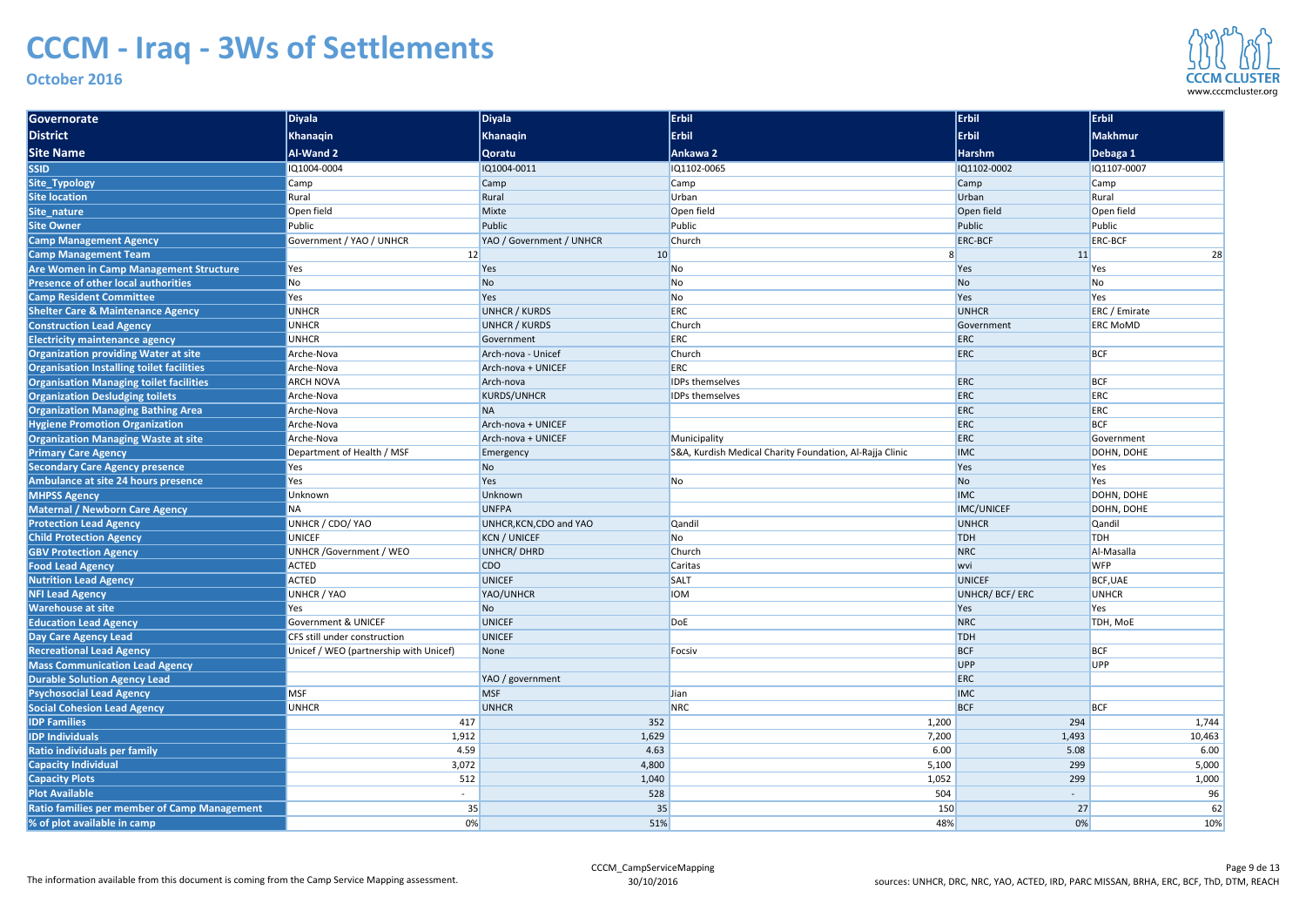# CCCM - Iraq - 3Ws of Settlements

**October 2016**

| Governorate | Diyala | Diyala | Erbil | Erbil | Erbil |
|---|---|---|---|---|---|
| **District** | **Khanaqin** | **Khanaqin** | **Erbil** | **Erbil** | **Makhmur** |
| **Site Name** | **Al-Wand 2** | **Qoratu** | **Ankawa 2** | **Harshm** | **Debaga 1** |
| SSID | IQ1004-0004 | IQ1004-0011 | IQ1102-0065 | IQ1102-0002 | IQ1107-0007 |
| Site_Typology | Camp | Camp | Camp | Camp | Camp |
| Site location | Rural | Rural | Urban | Urban | Rural |
| Site_nature | Open field | Mixte | Open field | Open field | Open field |
| Site Owner | Public | Public | Public | Public | Public |
| Camp Management Agency | Government / YAO / UNHCR | YAO / Government / UNHCR | Church | ERC-BCF | ERC-BCF |
| Camp Management Team | 12 | 10 | 8 | 11 | 28 |
| Are Women in Camp Management Structure | Yes | Yes | No | Yes | Yes |
| Presence of other local authorities | No | No | No | No | No |
| Camp Resident Committee | Yes | Yes | No | Yes | Yes |
| Shelter Care & Maintenance Agency | UNHCR | UNHCR / KURDS | ERC | UNHCR | ERC / Emirate |
| Construction Lead Agency | UNHCR | UNHCR / KURDS | Church | Government | ERC MoMD |
| Electricity maintenance agency | UNHCR | Government | ERC | ERC | |
| Organization providing Water at site | Arche-Nova | Arch-nova - Unicef | Church | ERC | BCF |
| Organisation Installing toilet facilities | Arche-Nova | Arch-nova + UNICEF | ERC | | |
| Organisation Managing toilet facilities | ARCH NOVA | Arch-nova | IDPs themselves | ERC | BCF |
| Organization Desludging toilets | Arche-Nova | KURDS/UNHCR | IDPs themselves | ERC | ERC |
| Organization Managing Bathing Area | Arche-Nova | NA | | ERC | ERC |
| Hygiene Promotion Organization | Arche-Nova | Arch-nova + UNICEF | | ERC | BCF |
| Organization Managing Waste at site | Arche-Nova | Arch-nova + UNICEF | Municipality | ERC | Government |
| Primary Care Agency | Department of Health / MSF | Emergency | S&A, Kurdish Medical Charity Foundation, Al-Rajja Clinic | IMC | DOHN, DOHE |
| Secondary Care Agency presence | Yes | No | | Yes | Yes |
| Ambulance at site 24 hours presence | Yes | Yes | No | No | Yes |
| MHPSS Agency | Unknown | Unknown | | IMC | DOHN, DOHE |
| Maternal / Newborn Care Agency | NA | UNFPA | | IMC/UNICEF | DOHN, DOHE |
| Protection Lead Agency | UNHCR / CDO/ YAO | UNHCR,KCN,CDO and YAO | Qandil | UNHCR | Qandil |
| Child Protection Agency | UNICEF | KCN / UNICEF | No | TDH | TDH |
| GBV Protection Agency | UNHCR /Government / WEO | UNHCR/ DHRD | Church | NRC | Al-Masalla |
| Food Lead Agency | ACTED | CDO | Caritas | wvi | WFP |
| Nutrition Lead Agency | ACTED | UNICEF | SALT | UNICEF | BCF,UAE |
| NFI Lead Agency | UNHCR / YAO | YAO/UNHCR | IOM | UNHCR/ BCF/ ERC | UNHCR |
| Warehouse at site | Yes | No | | Yes | Yes |
| Education Lead Agency | Government & UNICEF | UNICEF | DoE | NRC | TDH, MoE |
| Day Care Agency Lead | CFS still under construction | UNICEF | | TDH | |
| Recreational Lead Agency | Unicef / WEO (partnership with Unicef) | None | Focsiv | BCF | BCF |
| Mass Communication Lead Agency | | | | UPP | UPP |
| Durable Solution Agency Lead | | YAO / government | | ERC | |
| Psychosocial Lead Agency | MSF | MSF | Jian | IMC | |
| Social Cohesion Lead Agency | UNHCR | UNHCR | NRC | BCF | BCF |
| IDP Families | 417 | 352 | 1,200 | 294 | 1,744 |
| IDP Individuals | 1,912 | 1,629 | 7,200 | 1,493 | 10,463 |
| Ratio individuals per family | 4.59 | 4.63 | 6.00 | 5.08 | 6.00 |
| Capacity Individual | 3,072 | 4,800 | 5,100 | 299 | 5,000 |
| Capacity Plots | 512 | 1,040 | 1,052 | 299 | 1,000 |
| Plot Available | - | 528 | 504 | - | 96 |
| Ratio families per member of Camp Management | 35 | 35 | 150 | 27 | 62 |
| % of plot available in camp | 0% | 51% | 48% | 0% | 10% |

The information available from this document is coming from the Camp Service Mapping assessment.

CCCM_CampServiceMapping 30/10/2016

sources: UNHCR, DRC, NRC, YAO, ACTED, IRD, PARC MISSAN, BRHA, ERC, BCF, ThD, DTM, REACH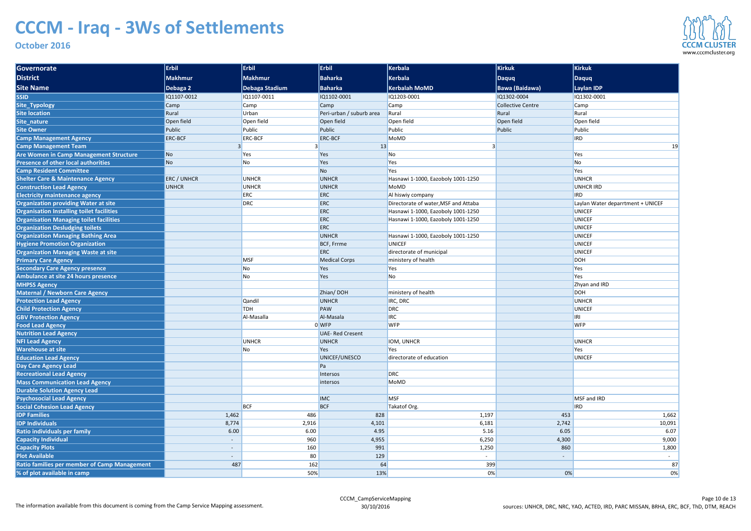# CCCM - Iraq - 3Ws of Settlements

**October 2016**

| Governorate | Erbil | Erbil | Erbil | Kerbala | Kirkuk | Kirkuk |
|---|---|---|---|---|---|---|
| District | Makhmur | Makhmur | Baharka | Kerbala | Daquq | Daquq |
| Site Name | Debaga 2 | Debaga Stadium | Baharka | Kerbalah MoMD | Bawa (Baidawa) | Laylan IDP |
| SSID | IQ1107-0012 | IQ1107-0011 | IQ1102-0001 | IQ1203-0001 | IQ1302-0004 | IQ1302-0001 |
| Site_Typology | Camp | Camp | Camp | Camp | Collective Centre | Camp |
| Site location | Rural | Urban | Peri-urban / suburb area | Rural | Rural | Rural |
| Site_nature | Open field | Open field | Open field | Open field | Open field | Open field |
| Site Owner | Public | Public | Public | Public | Public | Public |
| Camp Management Agency | ERC-BCF | ERC-BCF | ERC-BCF | MoMD | | IRD |
| Camp Management Team | 3 | 3 | 13 | 3 | | 19 |
| Are Women in Camp Management Structure | No | Yes | Yes | No | | Yes |
| Presence of other local authorities | No | No | Yes | Yes | | No |
| Camp Resident Committee | | | No | Yes | | Yes |
| Shelter Care & Maintenance Agency | ERC / UNHCR | UNHCR | UNHCR | Hasnawi 1-1000, Eazoboly 1001-1250 | | UNHCR |
| Construction Lead Agency | UNHCR | UNHCR | UNHCR | MoMD | | UNHCR IRD |
| Electricity maintenance agency | | ERC | ERC | Al hiswiy company | | IRD |
| Organization providing Water at site | | DRC | ERC | Directorate of water,MSF and Attaba | | Laylan Water deparrtment + UNICEF |
| Organisation Installing toilet facilities | | | ERC | Hasnawi 1-1000, Eazoboly 1001-1250 | | UNICEF |
| Organisation Managing toilet facilities | | | ERC | Hasnawi 1-1000, Eazoboly 1001-1250 | | UNICEF |
| Organization Desludging toilets | | | ERC | | | UNICEF |
| Organization Managing Bathing Area | | | UNHCR | Hasnawi 1-1000, Eazoboly 1001-1250 | | UNICEF |
| Hygiene Promotion Organization | | | BCF, Frrme | UNICEF | | UNICEF |
| Organization Managing Waste at site | | | ERC | directorate of municipal | | UNICEF |
| Primary Care Agency | | MSF | Medical Corps | ministery of health | | DOH |
| Secondary Care Agency presence | | No | Yes | Yes | | Yes |
| Ambulance at site 24 hours presence | | No | Yes | No | | Yes |
| MHPSS Agency | | | | | | Zhyan and IRD |
| Maternal / Newborn Care Agency | | | Zhian/ DOH | ministery of health | | DOH |
| Protection Lead Agency | | Qandil | UNHCR | IRC, DRC | | UNHCR |
| Child Protection Agency | | TDH | PAW | DRC | | UNICEF |
| GBV Protection Agency | | Al-Masalla | Al-Masala | IRC | | IRI |
| Food Lead Agency | | 0 | WFP | WFP | | WFP |
| Nutrition Lead Agency | | | UAE- Red Cresent | | | |
| NFI Lead Agency | | UNHCR | UNHCR | IOM, UNHCR | | UNHCR |
| Warehouse at site | | No | Yes | Yes | | Yes |
| Education Lead Agency | | | UNICEF/UNESCO | directorate of education | | UNICEF |
| Day Care Agency Lead | | | Pa | | | |
| Recreational Lead Agency | | | Intersos | DRC | | |
| Mass Communication Lead Agency | | | intersos | MoMD | | |
| Durable Solution Agency Lead | | | | | | |
| Psychosocial Lead Agency | | | IMC | MSF | | MSF and IRD |
| Social Cohesion Lead Agency | | BCF | BCF | Takatof Org. | | IRD |
| IDP Families | 1,462 | 486 | 828 | 1,197 | 453 | 1,662 |
| IDP Individuals | 8,774 | 2,916 | 4,101 | 6,181 | 2,742 | 10,091 |
| Ratio individuals per family | 6.00 | 6.00 | 4.95 | 5.16 | 6.05 | 6.07 |
| Capacity Individual | - | 960 | 4,955 | 6,250 | 4,300 | 9,000 |
| Capacity Plots | - | 160 | 991 | 1,250 | 860 | 1,800 |
| Plot Available | - | 80 | 129 | - | - | - |
| Ratio families per member of Camp Management | 487 | 162 | 64 | 399 | | 87 |
| % of plot available in camp | | 50% | 13% | 0% | 0% | 0% |

The information available from this document is coming from the Camp Service Mapping assessment.

CCCM_CampServiceMapping 30/10/2016

sources: UNHCR, DRC, NRC, YAO, ACTED, IRD, PARC MISSAN, BRHA, ERC, BCF, ThD, DTM, REACH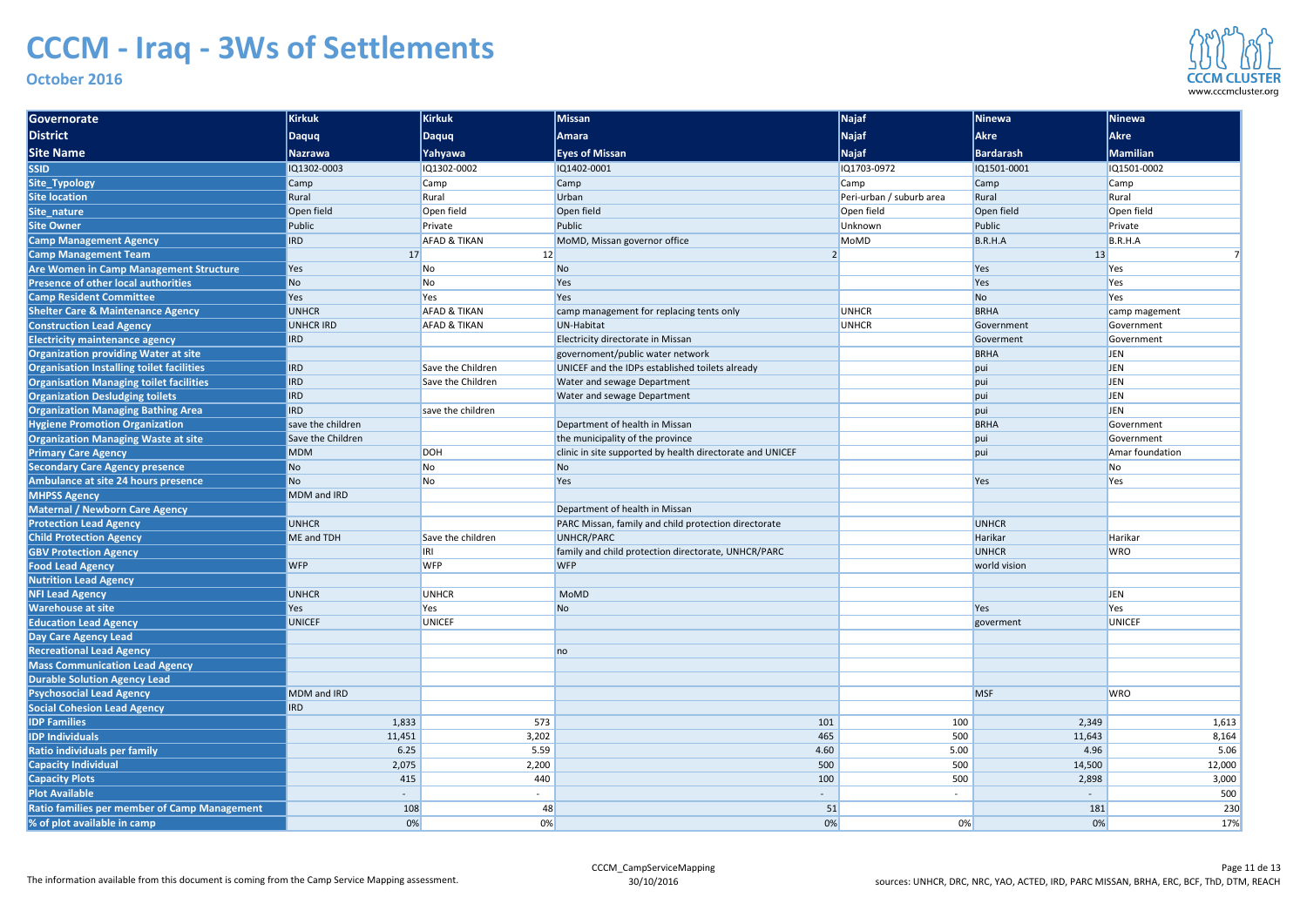# CCCM - Iraq - 3Ws of Settlements

**October 2016**

| Governorate | Kirkuk | Kirkuk | Missan | Najaf | Ninewa | Ninewa |
|---|---|---|---|---|---|---|
| **District** | **Daquq** | **Daquq** | **Amara** | **Najaf** | **Akre** | **Akre** |
| **Site Name** | **Nazrawa** | **Yahyawa** | **Eyes of Missan** | **Najaf** | **Bardarash** | **Mamilian** |
| SSID | IQ1302-0003 | IQ1302-0002 | IQ1402-0001 | IQ1703-0972 | IQ1501-0001 | IQ1501-0002 |
| Site_Typology | Camp | Camp | Camp | Camp | Camp | Camp |
| Site location | Rural | Rural | Urban | Peri-urban / suburb area | Rural | Rural |
| Site_nature | Open field | Open field | Open field | Open field | Open field | Open field |
| Site Owner | Public | Private | Public | Unknown | Public | Private |
| Camp Management Agency | IRD | AFAD & TIKAN | MoMD, Missan governor office | MoMD | B.R.H.A | B.R.H.A |
| Camp Management Team | 17 | 12 | 2 | | 13 | 7 |
| Are Women in Camp Management Structure | Yes | No | No | | Yes | Yes |
| Presence of other local authorities | No | No | Yes | | Yes | Yes |
| Camp Resident Committee | Yes | Yes | Yes | | No | Yes |
| Shelter Care & Maintenance Agency | UNHCR | AFAD & TIKAN | camp management for replacing tents only | UNHCR | BRHA | camp magement |
| Construction Lead Agency | UNHCR IRD | AFAD & TIKAN | UN-Habitat | UNHCR | Government | Government |
| Electricity maintenance agency | IRD | | Electricity directorate in Missan | | Goverment | Government |
| Organization providing Water at site | | | governoment/public water network | | BRHA | JEN |
| Organization Installing toilet facilities | IRD | Save the Children | UNICEF and the IDPs established toilets already | | pui | JEN |
| Organisation Managing toilet facilities | IRD | Save the Children | Water and sewage Department | | pui | JEN |
| Organization Desludging toilets | IRD | | Water and sewage Department | | pui | JEN |
| Organization Managing Bathing Area | IRD | save the children | | | pui | JEN |
| Hygiene Promotion Organization | save the children | | Department of health in Missan | | BRHA | Government |
| Organization Managing Waste at site | Save the Children | | the municipality of the province | | pui | Government |
| Primary Care Agency | MDM | DOH | clinic in site supported by health directorate and UNICEF | | pui | Amar foundation |
| Secondary Care Agency presence | No | No | No | | | No |
| Ambulance at site 24 hours presence | No | No | Yes | | Yes | Yes |
| MHPSS Agency | MDM and IRD | | | | | |
| Maternal / Newborn Care Agency | | | Department of health in Missan | | | |
| Protection Lead Agency | UNHCR | | PARC Missan, family and child protection directorate | | UNHCR | |
| Child Protection Agency | ME and TDH | Save the children | UNHCR/PARC | | Harikar | Harikar |
| GBV Protection Agency | | IRI | family and child protection directorate, UNHCR/PARC | | UNHCR | WRO |
| Food Lead Agency | WFP | WFP | WFP | | world vision | |
| Nutrition Lead Agency | | | | | | |
| NFI Lead Agency | UNHCR | UNHCR | MoMD | | | JEN |
| Warehouse at site | Yes | Yes | No | | Yes | Yes |
| Education Lead Agency | UNICEF | UNICEF | | | goverment | UNICEF |
| Day Care Agency Lead | | | | | | |
| Recreational Lead Agency | | | no | | | |
| Mass Communication Lead Agency | | | | | | |
| Durable Solution Agency Lead | | | | | | |
| Psychosocial Lead Agency | MDM and IRD | | | | MSF | WRO |
| Social Cohesion Lead Agency | IRD | | | | | |
| IDP Families | 1,833 | 573 | 101 | 100 | 2,349 | 1,613 |
| IDP Individuals | 11,451 | 3,202 | 465 | 500 | 11,643 | 8,164 |
| Ratio individuals per family | 6.25 | 5.59 | 4.60 | 5.00 | 4.96 | 5.06 |
| Capacity Individual | 2,075 | 2,200 | 500 | 500 | 14,500 | 12,000 |
| Capacity Plots | 415 | 440 | 100 | 500 | 2,898 | 3,000 |
| Plot Available | - | - | - | - | - | 500 |
| Ratio families per member of Camp Management | 108 | 48 | 51 | | 181 | 230 |
| % of plot available in camp | 0% | 0% | 0% | 0% | 0% | 17% |

The information available from this document is coming from the Camp Service Mapping assessment.

CCCM_CampServiceMapping 30/10/2016

sources: UNHCR, DRC, NRC, YAO, ACTED, IRD, PARC MISSAN, BRHA, ERC, BCF, ThD, DTM, REACH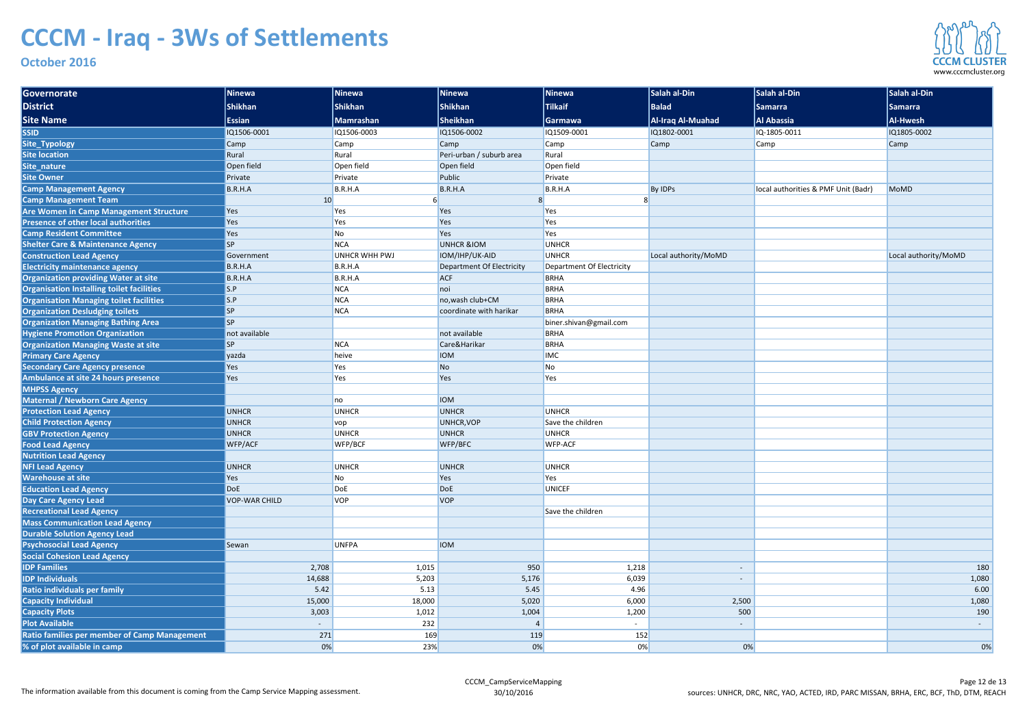# CCCM - Iraq - 3Ws of Settlements

**October 2016**

| Governorate | Ninewa | Ninewa | Ninewa | Ninewa | Salah al-Din | Salah al-Din | Salah al-Din |
|---|---|---|---|---|---|---|---|
| **District** | Shikhan | Shikhan | Shikhan | Tilkaif | Balad | Samarra | Samarra |
| **Site Name** | Essian | Mamrashan | Sheikhan | Garmawa | Al-Iraq Al-Muahad | Al Abassia | Al-Hwesh |
| SSID | IQ1506-0001 | IQ1506-0003 | IQ1506-0002 | IQ1509-0001 | IQ1802-0001 | IQ-1805-0011 | IQ1805-0002 |
| Site_Typology | Camp | Camp | Camp | Camp | Camp | Camp | Camp |
| Site location | Rural | Rural | Peri-urban / suburb area | Rural | | | |
| Site_nature | Open field | Open field | Open field | Open field | | | |
| Site Owner | Private | Private | Public | Private | | | |
| Camp Management Agency | B.R.H.A | B.R.H.A | B.R.H.A | B.R.H.A | By IDPs | local authorities & PMF Unit (Badr) | MoMD |
| Camp Management Team | 10 | 6 | 8 | 8 | | | |
| Are Women in Camp Management Structure | Yes | Yes | Yes | Yes | | | |
| Presence of other local authorities | Yes | Yes | Yes | Yes | | | |
| Camp Resident Committee | Yes | No | Yes | Yes | | | |
| Shelter Care & Maintenance Agency | SP | NCA | UNHCR &IOM | UNHCR | | | |
| Construction Lead Agency | Government | UNHCR WHH PWJ | IOM/IHP/UK-AID | UNHCR | Local authority/MoMD | | Local authority/MoMD |
| Electricity maintenance agency | B.R.H.A | B.R.H.A | Department Of Electricity | Department Of Electricity | | | |
| Organization providing Water at site | B.R.H.A | B.R.H.A | ACF | BRHA | | | |
| Organisation Installing toilet facilities | S.P | NCA | noi | BRHA | | | |
| Organisation Managing toilet facilities | S.P | NCA | no,wash club+CM | BRHA | | | |
| Organization Desludging toilets | SP | NCA | coordinate with harikar | BRHA | | | |
| Organization Managing Bathing Area | SP | | | biner.shivan@gmail.com | | | |
| Hygiene Promotion Organization | not available | | not available | BRHA | | | |
| Organization Managing Waste at site | SP | NCA | Care&Harikar | BRHA | | | |
| Primary Care Agency | yazda | heive | IOM | IMC | | | |
| Secondary Care Agency presence | Yes | Yes | No | No | | | |
| Ambulance at site 24 hours presence | Yes | Yes | Yes | Yes | | | |
| MHPSS Agency | | | | | | | |
| Maternal / Newborn Care Agency | | no | IOM | | | | |
| Protection Lead Agency | UNHCR | UNHCR | UNHCR | UNHCR | | | |
| Child Protection Agency | UNHCR | vop | UNHCR,VOP | Save the children | | | |
| GBV Protection Agency | UNHCR | UNHCR | UNHCR | UNHCR | | | |
| Food Lead Agency | WFP/ACF | WFP/BCF | WFP/BFC | WFP-ACF | | | |
| Nutrition Lead Agency | | | | | | | |
| NFI Lead Agency | UNHCR | UNHCR | UNHCR | UNHCR | | | |
| Warehouse at site | Yes | No | Yes | Yes | | | |
| Education Lead Agency | DoE | DoE | DoE | UNICEF | | | |
| Day Care Agency Lead | VOP-WAR CHILD | VOP | VOP | | | | |
| Recreational Lead Agency | | | | Save the children | | | |
| Mass Communication Lead Agency | | | | | | | |
| Durable Solution Agency Lead | | | | | | | |
| Psychosocial Lead Agency | Sewan | UNFPA | IOM | | | | |
| Social Cohesion Lead Agency | | | | | | | |
| IDP Families | 2,708 | 1,015 | 950 | 1,218 | - | | 180 |
| IDP Individuals | 14,688 | 5,203 | 5,176 | 6,039 | - | | 1,080 |
| Ratio individuals per family | 5.42 | 5.13 | 5.45 | 4.96 | | | 6.00 |
| Capacity Individual | 15,000 | 18,000 | 5,020 | 6,000 | 2,500 | | 1,080 |
| Capacity Plots | 3,003 | 1,012 | 1,004 | 1,200 | 500 | | 190 |
| Plot Available | - | 232 | 4 | - | - | | - |
| Ratio families per member of Camp Management | 271 | 169 | 119 | 152 | | | |
| % of plot available in camp | 0% | 23% | 0% | 0% | 0% | | 0% |

The information available from this document is coming from the Camp Service Mapping assessment.

CCCM_CampServiceMapping
30/10/2016

sources: UNHCR, DRC, NRC, YAO, ACTED, IRD, PARC MISSAN, BRHA, ERC, BCF, ThD, DTM, REACH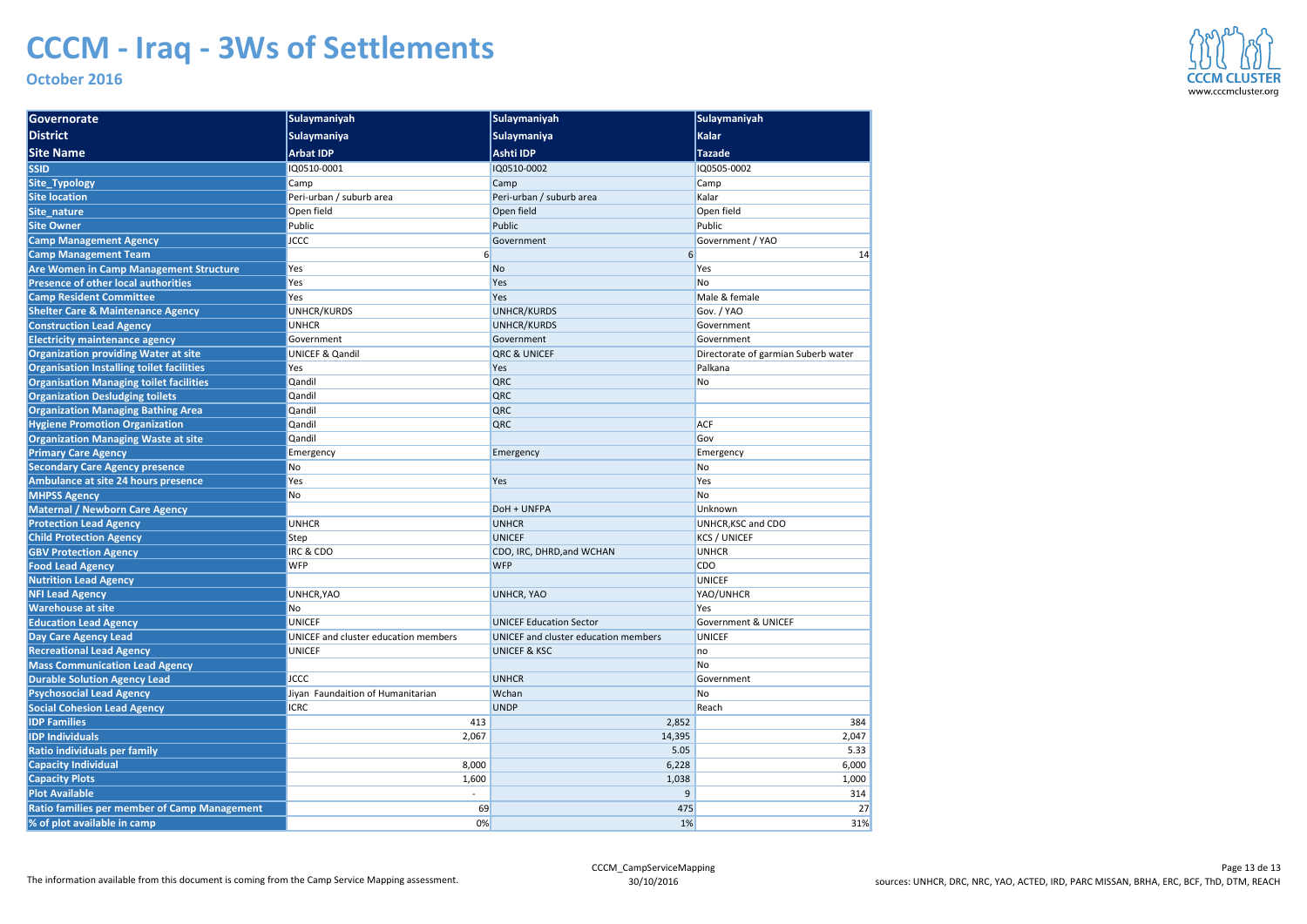# CCCM - Iraq - 3Ws of Settlements

**October 2016**

CCCM CLUSTER
www.cccmcluster.org

| Governorate | Sulaymaniyah | Sulaymaniyah | Sulaymaniyah |
|---|---|---|---|
| **District** | **Sulaymaniya** | **Sulaymaniya** | **Kalar** |
| **Site Name** | **Arbat IDP** | **Ashti IDP** | **Tazade** |
| **SSID** | IQ0510-0001 | IQ0510-0002 | IQ0505-0002 |
| **Site_Typology** | Camp | Camp | Camp |
| **Site location** | Peri-urban / suburb area | Peri-urban / suburb area | Kalar |
| **Site_nature** | Open field | Open field | Open field |
| **Site Owner** | Public | Public | Public |
| **Camp Management Agency** | JCCC | Government | Government / YAO |
| **Camp Management Team** | 6 | 6 | 14 |
| **Are Women in Camp Management Structure** | Yes | No | Yes |
| **Presence of other local authorities** | Yes | Yes | No |
| **Camp Resident Committee** | Yes | Yes | Male & female |
| **Shelter Care & Maintenance Agency** | UNHCR/KURDS | UNHCR/KURDS | Gov. / YAO |
| **Construction Lead Agency** | UNHCR | UNHCR/KURDS | Government |
| **Electricity maintenance agency** | Government | Government | Government |
| **Organization providing Water at site** | UNICEF & Qandil | QRC & UNICEF | Directorate of garmian Suberb water |
| **Organisation Installing toilet facilities** | Yes | Yes | Palkana |
| **Organisation Managing toilet facilities** | Qandil | QRC | No |
| **Organization Desludging toilets** | Qandil | QRC | |
| **Organization Managing Bathing Area** | Qandil | QRC | |
| **Hygiene Promotion Organization** | Qandil | QRC | ACF |
| **Organization Managing Waste at site** | Qandil | | Gov |
| **Primary Care Agency** | Emergency | Emergency | Emergency |
| **Secondary Care Agency presence** | No | | No |
| **Ambulance at site 24 hours presence** | Yes | Yes | Yes |
| **MHPSS Agency** | No | | No |
| **Maternal / Newborn Care Agency** | | DoH + UNFPA | Unknown |
| **Protection Lead Agency** | UNHCR | UNHCR | UNHCR,KSC and CDO |
| **Child Protection Agency** | Step | UNICEF | KCS / UNICEF |
| **GBV Protection Agency** | IRC & CDO | CDO, IRC, DHRD,and WCHAN | UNHCR |
| **Food Lead Agency** | WFP | WFP | CDO |
| **Nutrition Lead Agency** | | | UNICEF |
| **NFI Lead Agency** | UNHCR,YAO | UNHCR, YAO | YAO/UNHCR |
| **Warehouse at site** | No | | Yes |
| **Education Lead Agency** | UNICEF | UNICEF Education Sector | Government & UNICEF |
| **Day Care Agency Lead** | UNICEF and cluster education members | UNICEF and cluster education members | UNICEF |
| **Recreational Lead Agency** | UNICEF | UNICEF & KSC | no |
| **Mass Communication Lead Agency** | | | No |
| **Durable Solution Agency Lead** | JCCC | UNHCR | Government |
| **Psychosocial Lead Agency** | Jiyan Faundaition of Humanitarian | Wchan | No |
| **Social Cohesion Lead Agency** | ICRC | UNDP | Reach |
| **IDP Families** | 413 | 2,852 | 384 |
| **IDP Individuals** | 2,067 | 14,395 | 2,047 |
| **Ratio individuals per family** | | 5.05 | 5.33 |
| **Capacity Individual** | 8,000 | 6,228 | 6,000 |
| **Capacity Plots** | 1,600 | 1,038 | 1,000 |
| **Plot Available** | - | 9 | 314 |
| **Ratio families per member of Camp Management** | 69 | 475 | 27 |
| **% of plot available in camp** | 0% | 1% | 31% |

The information available from this document is coming from the Camp Service Mapping assessment.

CCCM_CampServiceMapping
30/10/2016

sources: UNHCR, DRC, NRC, YAO, ACTED, IRD, PARC MISSAN, BRHA, ERC, BCF, ThD, DTM, REACH